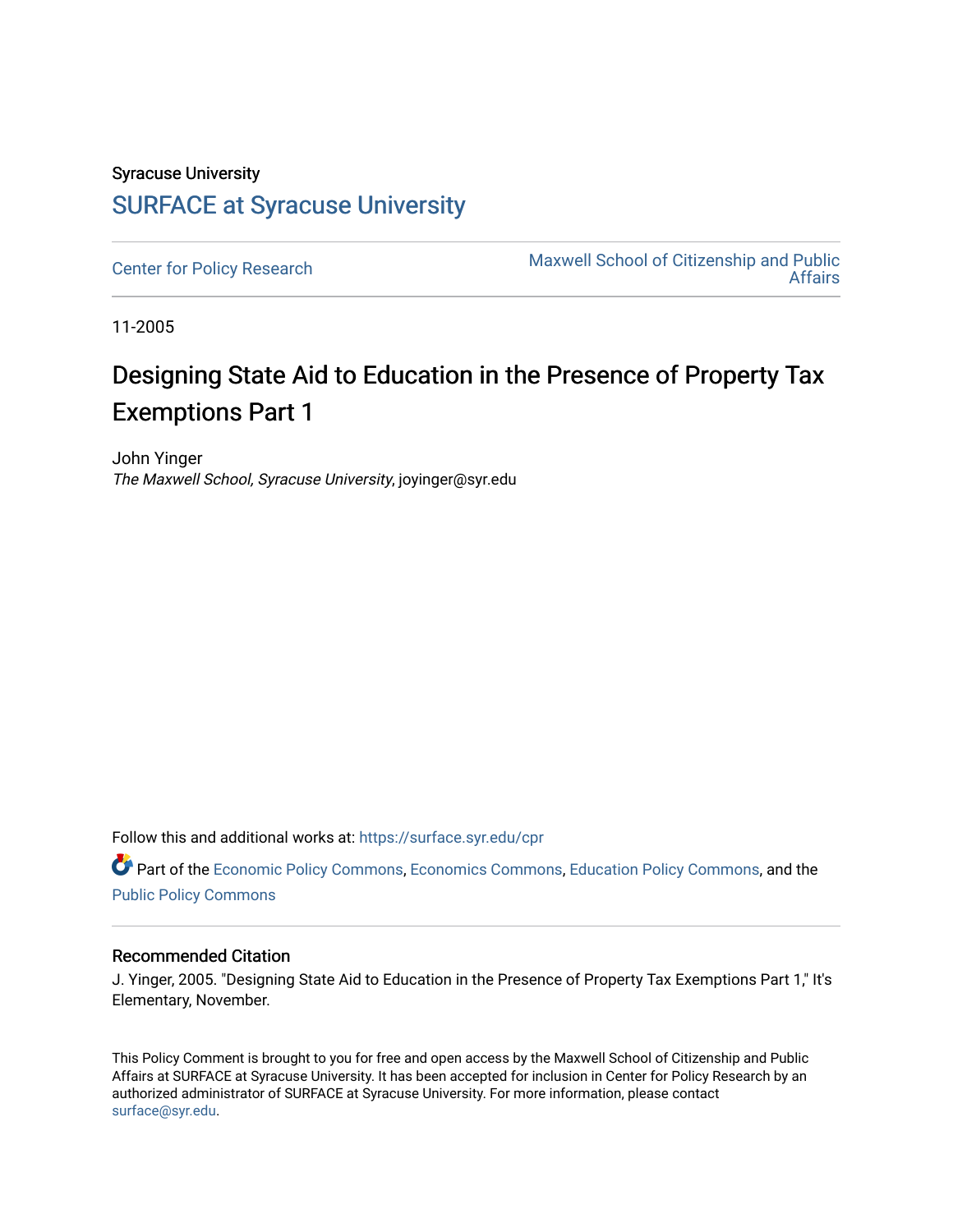Syracuse University

## SURFACE at Syracuse University

Center for Policy Research

Maxwell School of Citizenship and Public Affairs

11-2005

# Designing State Aid to Education in the Presence of Property Tax Exemptions Part 1

John Yinger
*The Maxwell School, Syracuse University*, joyinger@syr.edu

Follow this and additional works at: https://surface.syr.edu/cpr

Part of the Economic Policy Commons, Economics Commons, Education Policy Commons, and the Public Policy Commons

### Recommended Citation

J. Yinger, 2005. "Designing State Aid to Education in the Presence of Property Tax Exemptions Part 1," It's Elementary, November.

This Policy Comment is brought to you for free and open access by the Maxwell School of Citizenship and Public Affairs at SURFACE at Syracuse University. It has been accepted for inclusion in Center for Policy Research by an authorized administrator of SURFACE at Syracuse University. For more information, please contact surface@syr.edu.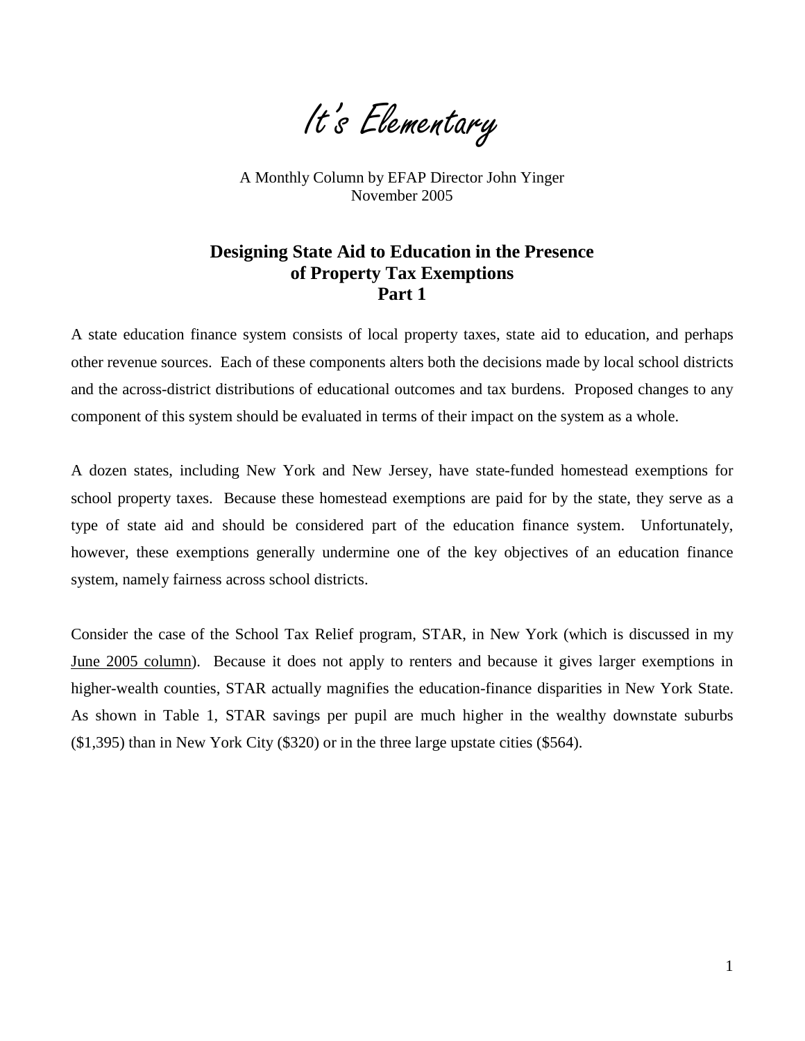# It's Elementary

A Monthly Column by EFAP Director John Yinger
November 2005

## Designing State Aid to Education in the Presence of Property Tax Exemptions
## Part 1

A state education finance system consists of local property taxes, state aid to education, and perhaps other revenue sources. Each of these components alters both the decisions made by local school districts and the across-district distributions of educational outcomes and tax burdens. Proposed changes to any component of this system should be evaluated in terms of their impact on the system as a whole.

A dozen states, including New York and New Jersey, have state-funded homestead exemptions for school property taxes. Because these homestead exemptions are paid for by the state, they serve as a type of state aid and should be considered part of the education finance system. Unfortunately, however, these exemptions generally undermine one of the key objectives of an education finance system, namely fairness across school districts.

Consider the case of the School Tax Relief program, STAR, in New York (which is discussed in my June 2005 column). Because it does not apply to renters and because it gives larger exemptions in higher-wealth counties, STAR actually magnifies the education-finance disparities in New York State. As shown in Table 1, STAR savings per pupil are much higher in the wealthy downstate suburbs ($1,395) than in New York City ($320) or in the three large upstate cities ($564).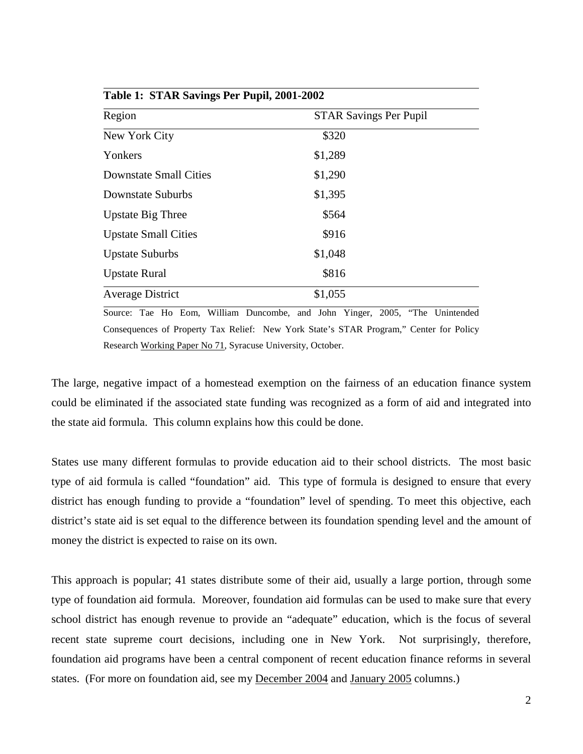**Table 1: STAR Savings Per Pupil, 2001-2002**

| Region | STAR Savings Per Pupil |
|---|---|
| New York City | $320 |
| Yonkers | $1,289 |
| Downstate Small Cities | $1,290 |
| Downstate Suburbs | $1,395 |
| Upstate Big Three | $564 |
| Upstate Small Cities | $916 |
| Upstate Suburbs | $1,048 |
| Upstate Rural | $816 |
| Average District | $1,055 |

Source: Tae Ho Eom, William Duncombe, and John Yinger, 2005, "The Unintended Consequences of Property Tax Relief: New York State's STAR Program," Center for Policy Research Working Paper No 71, Syracuse University, October.

The large, negative impact of a homestead exemption on the fairness of an education finance system could be eliminated if the associated state funding was recognized as a form of aid and integrated into the state aid formula. This column explains how this could be done.

States use many different formulas to provide education aid to their school districts. The most basic type of aid formula is called "foundation" aid. This type of formula is designed to ensure that every district has enough funding to provide a "foundation" level of spending. To meet this objective, each district's state aid is set equal to the difference between its foundation spending level and the amount of money the district is expected to raise on its own.

This approach is popular; 41 states distribute some of their aid, usually a large portion, through some type of foundation aid formula. Moreover, foundation aid formulas can be used to make sure that every school district has enough revenue to provide an "adequate" education, which is the focus of several recent state supreme court decisions, including one in New York. Not surprisingly, therefore, foundation aid programs have been a central component of recent education finance reforms in several states. (For more on foundation aid, see my December 2004 and January 2005 columns.)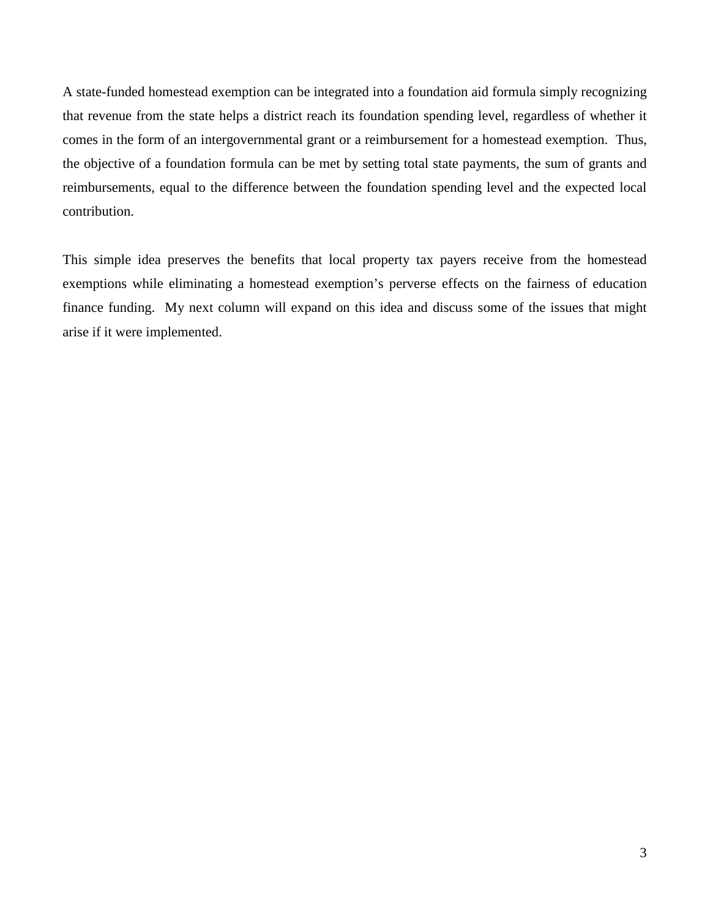A state-funded homestead exemption can be integrated into a foundation aid formula simply recognizing that revenue from the state helps a district reach its foundation spending level, regardless of whether it comes in the form of an intergovernmental grant or a reimbursement for a homestead exemption. Thus, the objective of a foundation formula can be met by setting total state payments, the sum of grants and reimbursements, equal to the difference between the foundation spending level and the expected local contribution.

This simple idea preserves the benefits that local property tax payers receive from the homestead exemptions while eliminating a homestead exemption's perverse effects on the fairness of education finance funding. My next column will expand on this idea and discuss some of the issues that might arise if it were implemented.